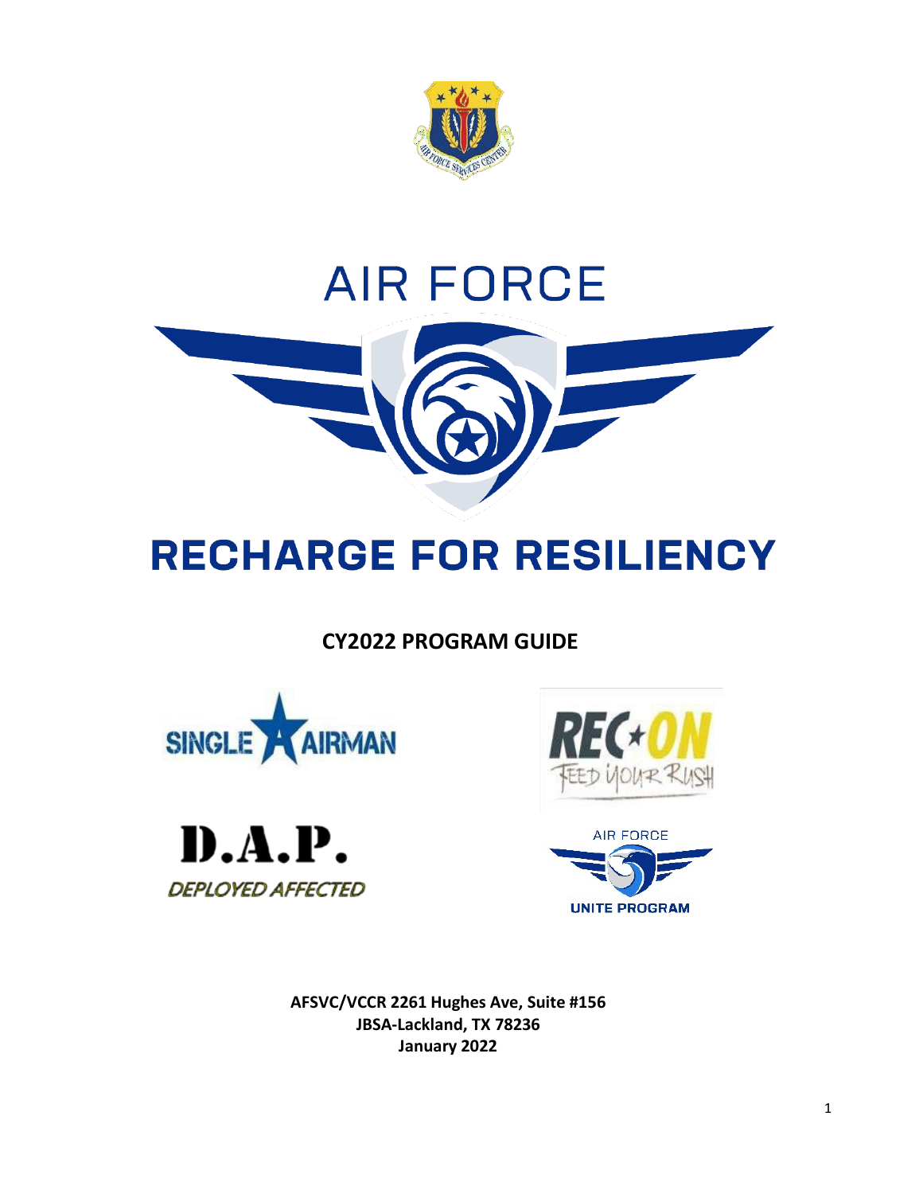# AIR FORCE

# RECHARGE FOR RESILIENCY

## CY2022 PROGRAM GUIDE

SINGLE AIRMAN

REC ON
FEED YOUR RUSH

D.A.P.
DEPLOYED AFFECTED

AIR FORCE
UNITE PROGRAM

**AFSVC/VCCR 2261 Hughes Ave, Suite #156**
**JBSA-Lackland, TX 78236**
**January 2022**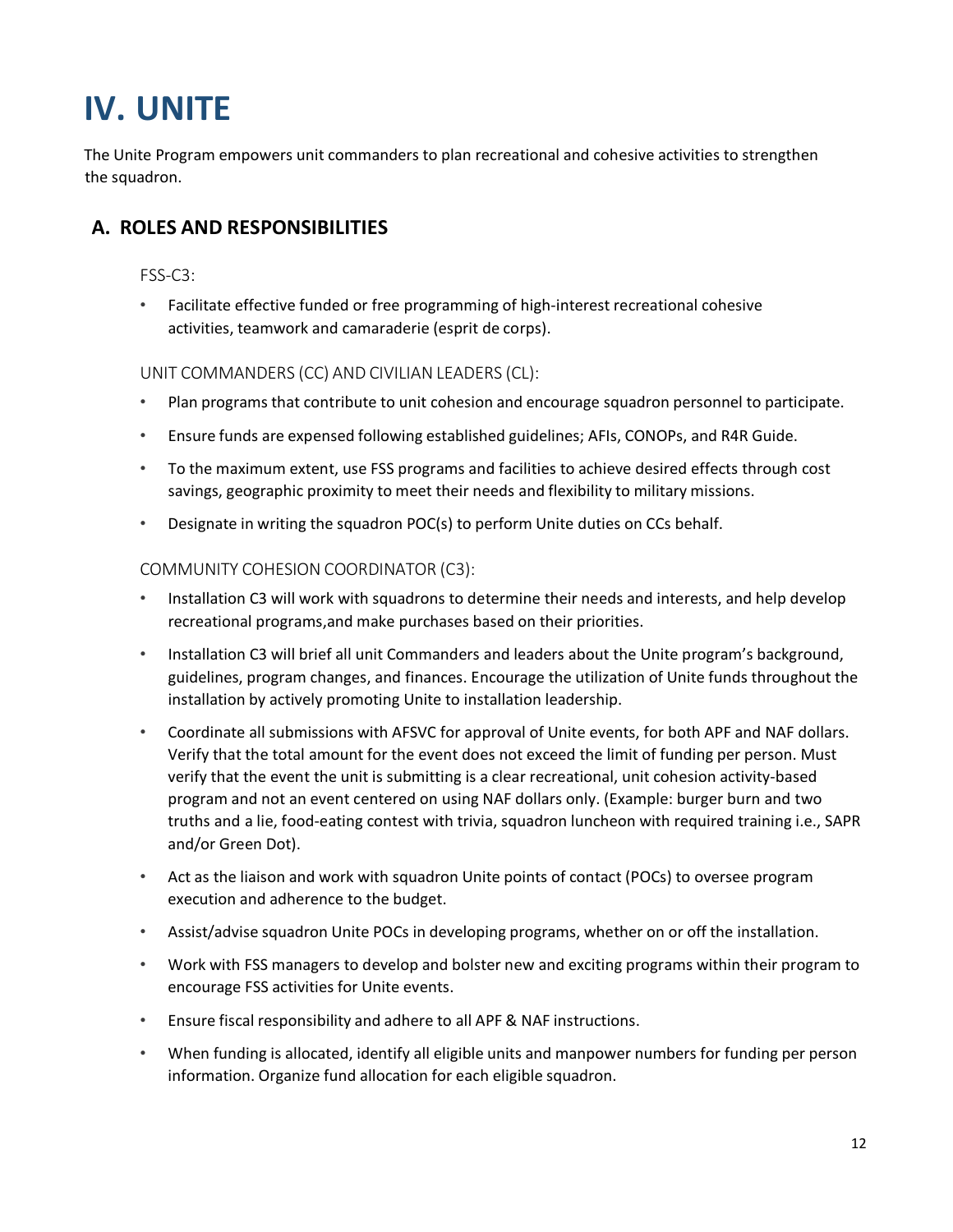# IV. UNITE

The Unite Program empowers unit commanders to plan recreational and cohesive activities to strengthen the squadron.

## A. ROLES AND RESPONSIBILITIES

FSS-C3:

- Facilitate effective funded or free programming of high-interest recreational cohesive activities, teamwork and camaraderie (esprit de corps).

UNIT COMMANDERS (CC) AND CIVILIAN LEADERS (CL):

- Plan programs that contribute to unit cohesion and encourage squadron personnel to participate.
- Ensure funds are expensed following established guidelines; AFIs, CONOPs, and R4R Guide.
- To the maximum extent, use FSS programs and facilities to achieve desired effects through cost savings, geographic proximity to meet their needs and flexibility to military missions.
- Designate in writing the squadron POC(s) to perform Unite duties on CCs behalf.

COMMUNITY COHESION COORDINATOR (C3):

- Installation C3 will work with squadrons to determine their needs and interests, and help develop recreational programs,and make purchases based on their priorities.
- Installation C3 will brief all unit Commanders and leaders about the Unite program's background, guidelines, program changes, and finances. Encourage the utilization of Unite funds throughout the installation by actively promoting Unite to installation leadership.
- Coordinate all submissions with AFSVC for approval of Unite events, for both APF and NAF dollars. Verify that the total amount for the event does not exceed the limit of funding per person. Must verify that the event the unit is submitting is a clear recreational, unit cohesion activity-based program and not an event centered on using NAF dollars only. (Example: burger burn and two truths and a lie, food-eating contest with trivia, squadron luncheon with required training i.e., SAPR and/or Green Dot).
- Act as the liaison and work with squadron Unite points of contact (POCs) to oversee program execution and adherence to the budget.
- Assist/advise squadron Unite POCs in developing programs, whether on or off the installation.
- Work with FSS managers to develop and bolster new and exciting programs within their program to encourage FSS activities for Unite events.
- Ensure fiscal responsibility and adhere to all APF & NAF instructions.
- When funding is allocated, identify all eligible units and manpower numbers for funding per person information. Organize fund allocation for each eligible squadron.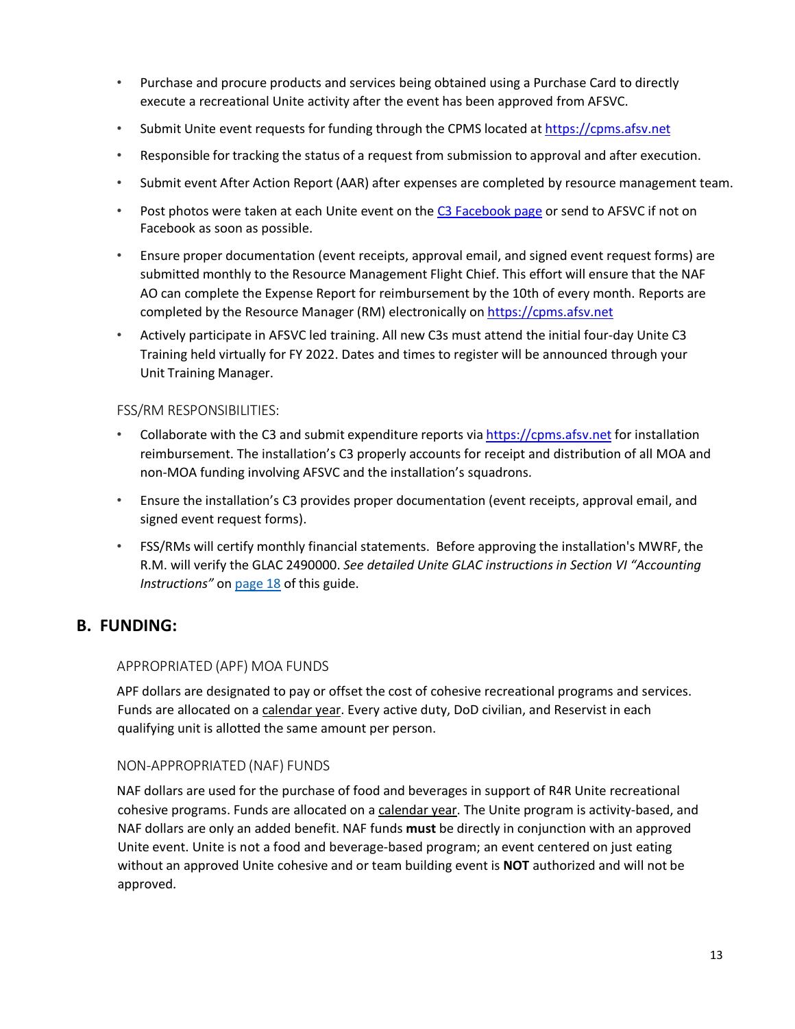- Purchase and procure products and services being obtained using a Purchase Card to directly execute a recreational Unite activity after the event has been approved from AFSVC.
- Submit Unite event requests for funding through the CPMS located at [https://cpms.afsv.net](https://cpms.afsv.net)
- Responsible for tracking the status of a request from submission to approval and after execution.
- Submit event After Action Report (AAR) after expenses are completed by resource management team.
- Post photos were taken at each Unite event on the [C3 Facebook page]() or send to AFSVC if not on Facebook as soon as possible.
- Ensure proper documentation (event receipts, approval email, and signed event request forms) are submitted monthly to the Resource Management Flight Chief. This effort will ensure that the NAF AO can complete the Expense Report for reimbursement by the 10th of every month. Reports are completed by the Resource Manager (RM) electronically on [https://cpms.afsv.net](https://cpms.afsv.net)
- Actively participate in AFSVC led training. All new C3s must attend the initial four-day Unite C3 Training held virtually for FY 2022. Dates and times to register will be announced through your Unit Training Manager.

### FSS/RM RESPONSIBILITIES:

- Collaborate with the C3 and submit expenditure reports via [https://cpms.afsv.net](https://cpms.afsv.net) for installation reimbursement. The installation's C3 properly accounts for receipt and distribution of all MOA and non-MOA funding involving AFSVC and the installation's squadrons.
- Ensure the installation's C3 provides proper documentation (event receipts, approval email, and signed event request forms).
- FSS/RMs will certify monthly financial statements. Before approving the installation's MWRF, the R.M. will verify the GLAC 2490000. *See detailed Unite GLAC instructions in Section VI "Accounting Instructions"* on [page 18]() of this guide.

## B. FUNDING:

### APPROPRIATED (APF) MOA FUNDS

APF dollars are designated to pay or offset the cost of cohesive recreational programs and services. Funds are allocated on a calendar year. Every active duty, DoD civilian, and Reservist in each qualifying unit is allotted the same amount per person.

### NON-APPROPRIATED (NAF) FUNDS

NAF dollars are used for the purchase of food and beverages in support of R4R Unite recreational cohesive programs. Funds are allocated on a calendar year. The Unite program is activity-based, and NAF dollars are only an added benefit. NAF funds **must** be directly in conjunction with an approved Unite event. Unite is not a food and beverage-based program; an event centered on just eating without an approved Unite cohesive and or team building event is **NOT** authorized and will not be approved.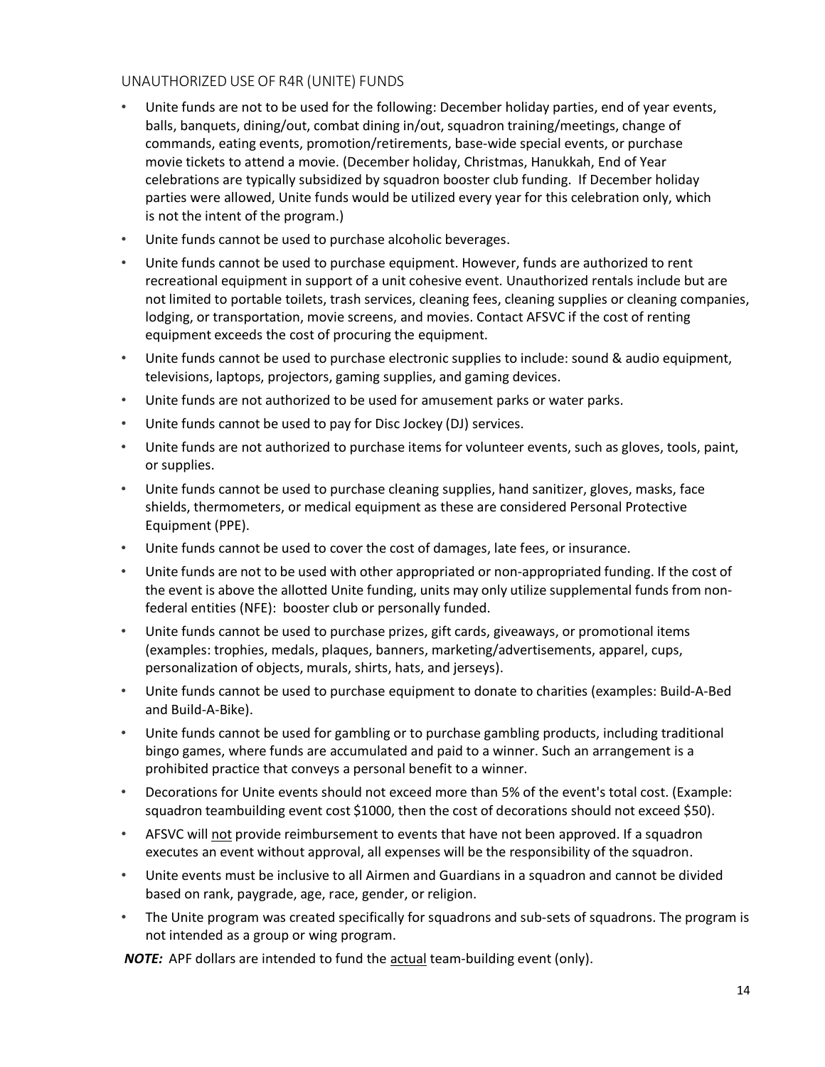## UNAUTHORIZED USE OF R4R (UNITE) FUNDS

- Unite funds are not to be used for the following: December holiday parties, end of year events, balls, banquets, dining/out, combat dining in/out, squadron training/meetings, change of commands, eating events, promotion/retirements, base-wide special events, or purchase movie tickets to attend a movie. (December holiday, Christmas, Hanukkah, End of Year celebrations are typically subsidized by squadron booster club funding. If December holiday parties were allowed, Unite funds would be utilized every year for this celebration only, which is not the intent of the program.)
- Unite funds cannot be used to purchase alcoholic beverages.
- Unite funds cannot be used to purchase equipment. However, funds are authorized to rent recreational equipment in support of a unit cohesive event. Unauthorized rentals include but are not limited to portable toilets, trash services, cleaning fees, cleaning supplies or cleaning companies, lodging, or transportation, movie screens, and movies. Contact AFSVC if the cost of renting equipment exceeds the cost of procuring the equipment.
- Unite funds cannot be used to purchase electronic supplies to include: sound & audio equipment, televisions, laptops, projectors, gaming supplies, and gaming devices.
- Unite funds are not authorized to be used for amusement parks or water parks.
- Unite funds cannot be used to pay for Disc Jockey (DJ) services.
- Unite funds are not authorized to purchase items for volunteer events, such as gloves, tools, paint, or supplies.
- Unite funds cannot be used to purchase cleaning supplies, hand sanitizer, gloves, masks, face shields, thermometers, or medical equipment as these are considered Personal Protective Equipment (PPE).
- Unite funds cannot be used to cover the cost of damages, late fees, or insurance.
- Unite funds are not to be used with other appropriated or non-appropriated funding. If the cost of the event is above the allotted Unite funding, units may only utilize supplemental funds from non-federal entities (NFE): booster club or personally funded.
- Unite funds cannot be used to purchase prizes, gift cards, giveaways, or promotional items (examples: trophies, medals, plaques, banners, marketing/advertisements, apparel, cups, personalization of objects, murals, shirts, hats, and jerseys).
- Unite funds cannot be used to purchase equipment to donate to charities (examples: Build-A-Bed and Build-A-Bike).
- Unite funds cannot be used for gambling or to purchase gambling products, including traditional bingo games, where funds are accumulated and paid to a winner. Such an arrangement is a prohibited practice that conveys a personal benefit to a winner.
- Decorations for Unite events should not exceed more than 5% of the event's total cost. (Example: squadron teambuilding event cost $1000, then the cost of decorations should not exceed $50).
- AFSVC will <u>not</u> provide reimbursement to events that have not been approved. If a squadron executes an event without approval, all expenses will be the responsibility of the squadron.
- Unite events must be inclusive to all Airmen and Guardians in a squadron and cannot be divided based on rank, paygrade, age, race, gender, or religion.
- The Unite program was created specifically for squadrons and sub-sets of squadrons. The program is not intended as a group or wing program.

***NOTE:*** APF dollars are intended to fund the <u>actual</u> team-building event (only).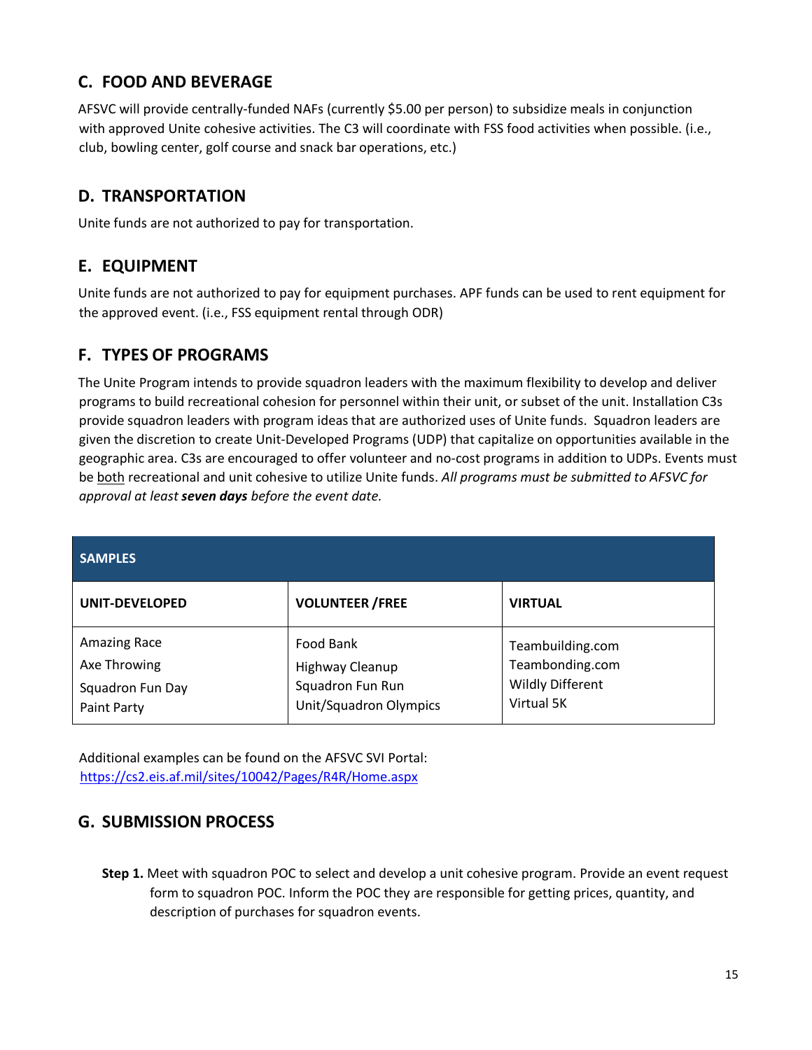## C. FOOD AND BEVERAGE

AFSVC will provide centrally-funded NAFs (currently $5.00 per person) to subsidize meals in conjunction with approved Unite cohesive activities. The C3 will coordinate with FSS food activities when possible. (i.e., club, bowling center, golf course and snack bar operations, etc.)

## D. TRANSPORTATION

Unite funds are not authorized to pay for transportation.

## E. EQUIPMENT

Unite funds are not authorized to pay for equipment purchases. APF funds can be used to rent equipment for the approved event. (i.e., FSS equipment rental through ODR)

## F. TYPES OF PROGRAMS

The Unite Program intends to provide squadron leaders with the maximum flexibility to develop and deliver programs to build recreational cohesion for personnel within their unit, or subset of the unit. Installation C3s provide squadron leaders with program ideas that are authorized uses of Unite funds. Squadron leaders are given the discretion to create Unit-Developed Programs (UDP) that capitalize on opportunities available in the geographic area. C3s are encouraged to offer volunteer and no-cost programs in addition to UDPs. Events must be both recreational and unit cohesive to utilize Unite funds. *All programs must be submitted to AFSVC for approval at least **seven days** before the event date.*

| SAMPLES | | |
|---|---|---|
| **UNIT-DEVELOPED** | **VOLUNTEER /FREE** | **VIRTUAL** |
| Amazing Race<br>Axe Throwing<br>Squadron Fun Day<br>Paint Party | Food Bank<br>Highway Cleanup<br>Squadron Fun Run<br>Unit/Squadron Olympics | Teambuilding.com<br>Teambonding.com<br>Wildly Different<br>Virtual 5K |

Additional examples can be found on the AFSVC SVI Portal:
https://cs2.eis.af.mil/sites/10042/Pages/R4R/Home.aspx

## G. SUBMISSION PROCESS

**Step 1.** Meet with squadron POC to select and develop a unit cohesive program. Provide an event request form to squadron POC. Inform the POC they are responsible for getting prices, quantity, and description of purchases for squadron events.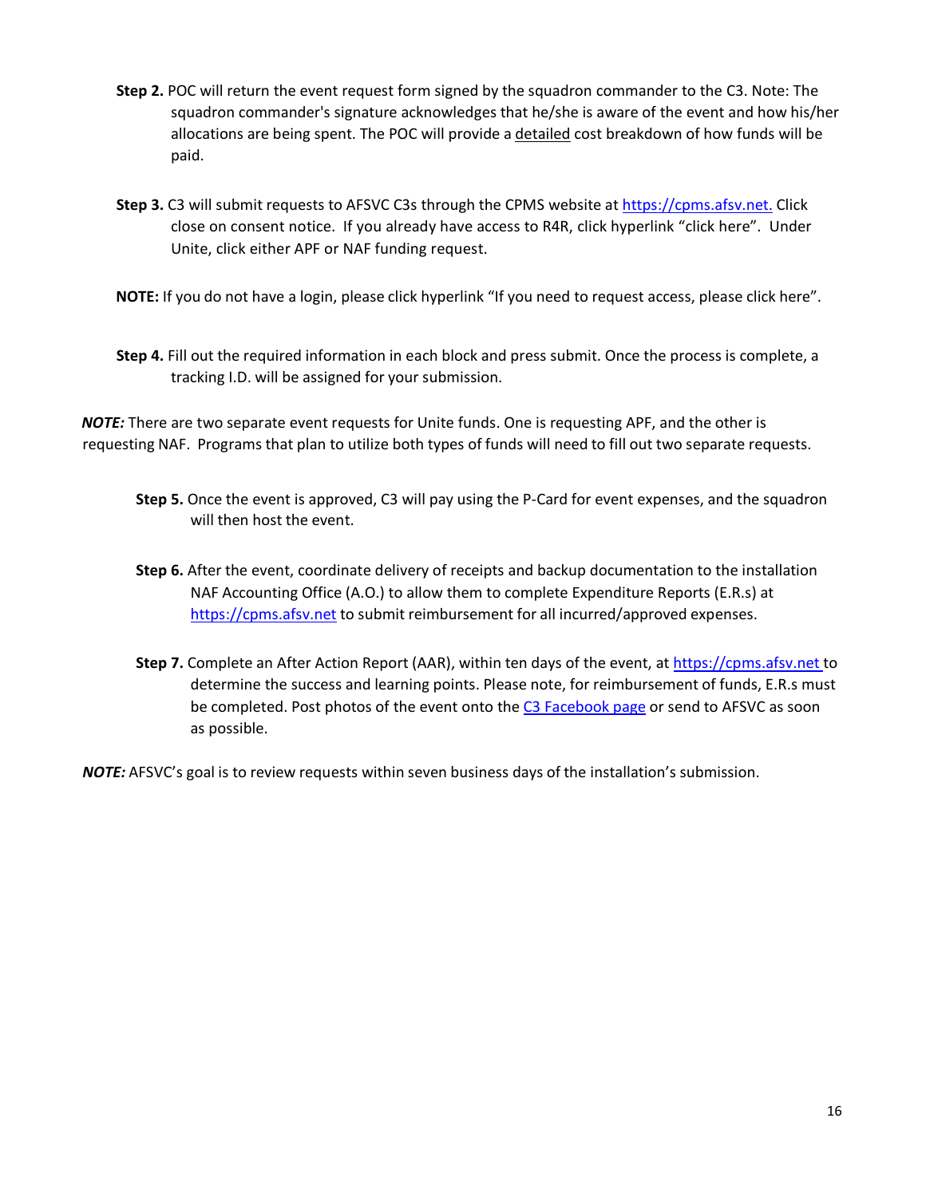**Step 2.** POC will return the event request form signed by the squadron commander to the C3. Note: The squadron commander's signature acknowledges that he/she is aware of the event and how his/her allocations are being spent. The POC will provide a detailed cost breakdown of how funds will be paid.

**Step 3.** C3 will submit requests to AFSVC C3s through the CPMS website at [https://cpms.afsv.net.](https://cpms.afsv.net) Click close on consent notice. If you already have access to R4R, click hyperlink "click here". Under Unite, click either APF or NAF funding request.

**NOTE:** If you do not have a login, please click hyperlink "If you need to request access, please click here".

**Step 4.** Fill out the required information in each block and press submit. Once the process is complete, a tracking I.D. will be assigned for your submission.

***NOTE:*** There are two separate event requests for Unite funds. One is requesting APF, and the other is requesting NAF. Programs that plan to utilize both types of funds will need to fill out two separate requests.

**Step 5.** Once the event is approved, C3 will pay using the P-Card for event expenses, and the squadron will then host the event.

**Step 6.** After the event, coordinate delivery of receipts and backup documentation to the installation NAF Accounting Office (A.O.) to allow them to complete Expenditure Reports (E.R.s) at [https://cpms.afsv.net](https://cpms.afsv.net) to submit reimbursement for all incurred/approved expenses.

**Step 7.** Complete an After Action Report (AAR), within ten days of the event, at [https://cpms.afsv.net](https://cpms.afsv.net) to determine the success and learning points. Please note, for reimbursement of funds, E.R.s must be completed. Post photos of the event onto the C3 Facebook page or send to AFSVC as soon as possible.

***NOTE:*** AFSVC's goal is to review requests within seven business days of the installation's submission.